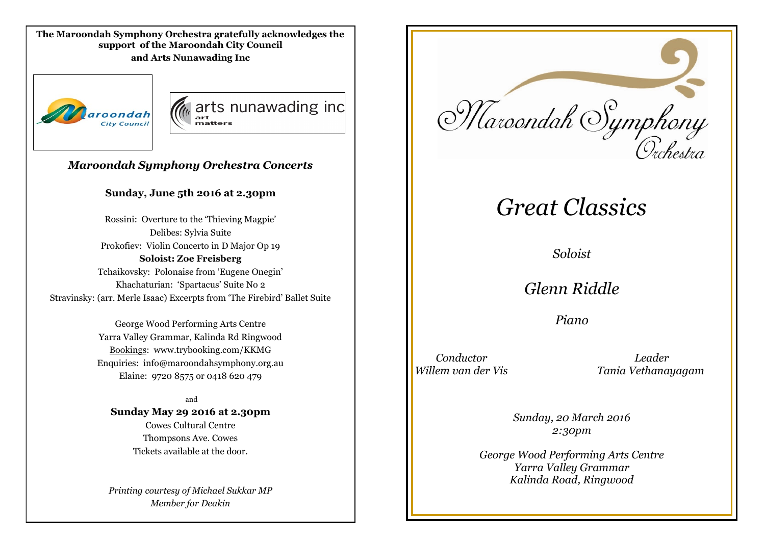**The Maroondah Symphony Orchestra gratefully acknowledges the support of the Maroondah City Council and Arts Nunawading Inc**

Maroondah City Council

arts nunawading inc
art matters

### *Maroondah Symphony Orchestra Concerts*

**Sunday, June 5th 2016 at 2.30pm**

Rossini: Overture to the 'Thieving Magpie'
Delibes: Sylvia Suite
Prokofiev: Violin Concerto in D Major Op 19
**Soloist: Zoe Freisberg**
Tchaikovsky: Polonaise from 'Eugene Onegin'
Khachaturian: 'Spartacus' Suite No 2
Stravinsky: (arr. Merle Isaac) Excerpts from 'The Firebird' Ballet Suite

George Wood Performing Arts Centre
Yarra Valley Grammar, Kalinda Rd Ringwood
Bookings: www.trybooking.com/KKMG
Enquiries: info@maroondahsymphony.org.au
Elaine: 9720 8575 or 0418 620 479

and

**Sunday May 29 2016 at 2.30pm**
Cowes Cultural Centre
Thompsons Ave. Cowes
Tickets available at the door.

*Printing courtesy of Michael Sukkar MP*
*Member for Deakin*

Maroondah Symphony Orchestra

# *Great Classics*

*Soloist*

## *Glenn Riddle*

*Piano*

*Conductor*
*Willem van der Vis*

*Leader*
*Tania Vethanayagam*

*Sunday, 20 March 2016*
*2:30pm*

*George Wood Performing Arts Centre*
*Yarra Valley Grammar*
*Kalinda Road, Ringwood*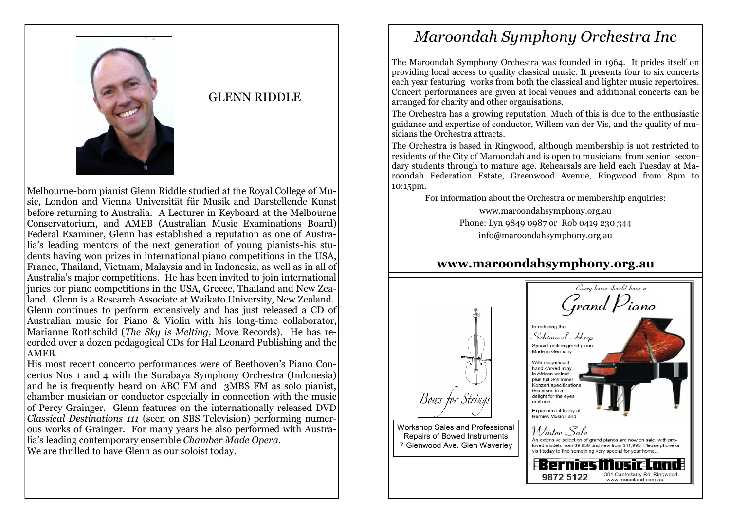## GLENN RIDDLE

Melbourne-born pianist Glenn Riddle studied at the Royal College of Music, London and Vienna Universität für Musik and Darstellende Kunst before returning to Australia. A Lecturer in Keyboard at the Melbourne Conservatorium, and AMEB (Australian Music Examinations Board) Federal Examiner, Glenn has established a reputation as one of Australia's leading mentors of the next generation of young pianists-his students having won prizes in international piano competitions in the USA, France, Thailand, Vietnam, Malaysia and in Indonesia, as well as in all of Australia's major competitions. He has been invited to join international juries for piano competitions in the USA, Greece, Thailand and New Zealand. Glenn is a Research Associate at Waikato University, New Zealand.

Glenn continues to perform extensively and has just released a CD of Australian music for Piano & Violin with his long-time collaborator, Marianne Rothschild (*The Sky is Melting*, Move Records). He has recorded over a dozen pedagogical CDs for Hal Leonard Publishing and the AMEB.

His most recent concerto performances were of Beethoven's Piano Concertos Nos 1 and 4 with the Surabaya Symphony Orchestra (Indonesia) and he is frequently heard on ABC FM and 3MBS FM as solo pianist, chamber musician or conductor especially in connection with the music of Percy Grainger. Glenn features on the internationally released DVD *Classical Destinations 111* (seen on SBS Television) performing numerous works of Grainger. For many years he also performed with Australia's leading contemporary ensemble *Chamber Made Opera.*

We are thrilled to have Glenn as our soloist today.

# *Maroondah Symphony Orchestra Inc*

The Maroondah Symphony Orchestra was founded in 1964. It prides itself on providing local access to quality classical music. It presents four to six concerts each year featuring works from both the classical and lighter music repertoires. Concert performances are given at local venues and additional concerts can be arranged for charity and other organisations.

The Orchestra has a growing reputation. Much of this is due to the enthusiastic guidance and expertise of conductor, Willem van der Vis, and the quality of musicians the Orchestra attracts.

The Orchestra is based in Ringwood, although membership is not restricted to residents of the City of Maroondah and is open to musicians from senior secondary students through to mature age. Rehearsals are held each Tuesday at Maroondah Federation Estate, Greenwood Avenue, Ringwood from 8pm to 10:15pm.

For information about the Orchestra or membership enquiries:

www.maroondahsymphony.org.au

Phone: Lyn 9849 0987 or Rob 0419 230 344

info@maroondahsymphony.org.au

**www.maroondahsymphony.org.au**

*Bows for Strings*

Workshop Sales and Professional Repairs of Bowed Instruments
7 Glenwood Ave. Glen Waverley

*Every home should have a*

*Grand Piano*

Introducing the

*Schimmel Harp*

Special edition grand piano
Made in Germany

With magnificent hand-carved inlay in African walnut plus full Schimmel Konzert specifications this piano is a delight for the eyes and ears

Experience it today at Bernies Music Land

*Winter Sale*

An extensive selection of grand pianos are now on sale, with pre-loved models from $9,950 and new from $11,995. Please phone or visit today to find something very special for your home...

**Bernies Music Land**

9872 5122 — 381 Canterbury Rd, Ringwood — www.musicland.com.au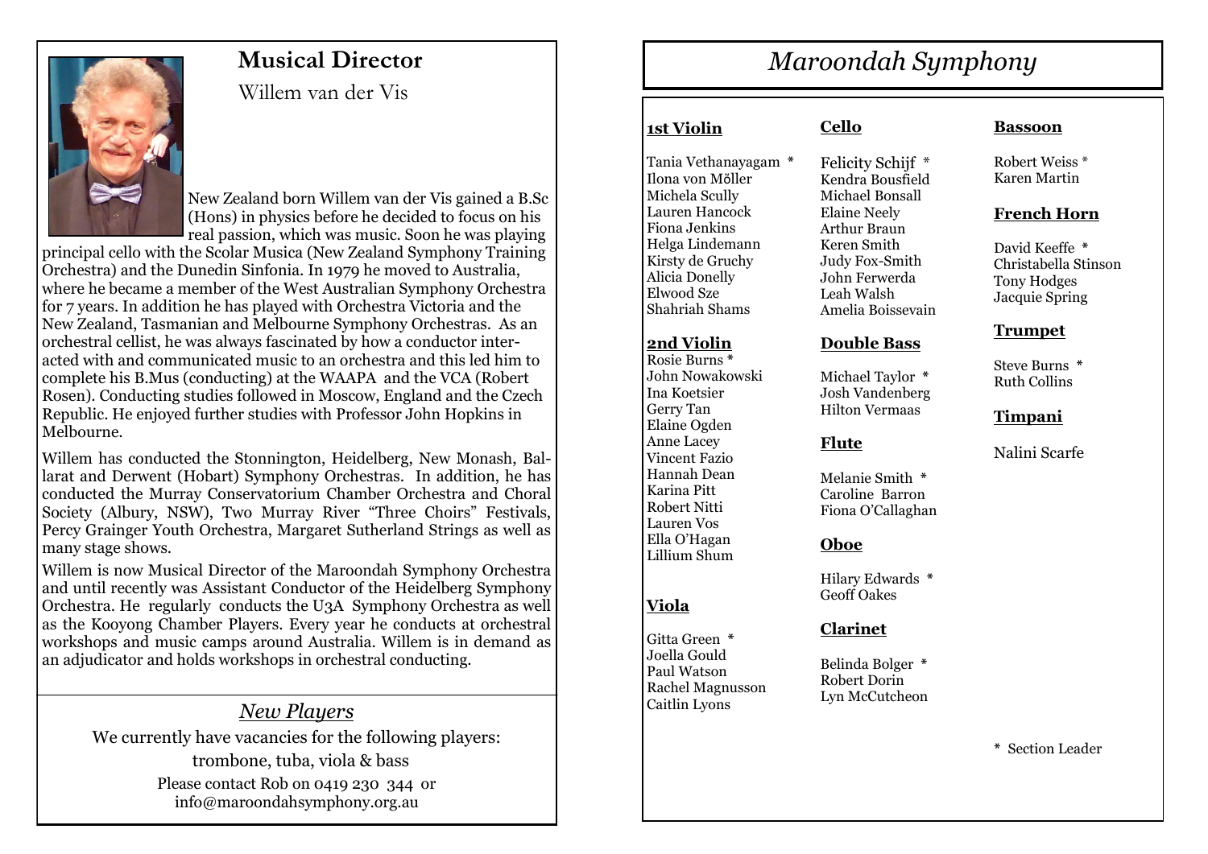## Musical Director

Willem van der Vis

New Zealand born Willem van der Vis gained a B.Sc (Hons) in physics before he decided to focus on his real passion, which was music. Soon he was playing principal cello with the Scolar Musica (New Zealand Symphony Training Orchestra) and the Dunedin Sinfonia. In 1979 he moved to Australia, where he became a member of the West Australian Symphony Orchestra for 7 years. In addition he has played with Orchestra Victoria and the New Zealand, Tasmanian and Melbourne Symphony Orchestras. As an orchestral cellist, he was always fascinated by how a conductor interacted with and communicated music to an orchestra and this led him to complete his B.Mus (conducting) at the WAAPA and the VCA (Robert Rosen). Conducting studies followed in Moscow, England and the Czech Republic. He enjoyed further studies with Professor John Hopkins in Melbourne.

Willem has conducted the Stonnington, Heidelberg, New Monash, Ballarat and Derwent (Hobart) Symphony Orchestras. In addition, he has conducted the Murray Conservatorium Chamber Orchestra and Choral Society (Albury, NSW), Two Murray River "Three Choirs" Festivals, Percy Grainger Youth Orchestra, Margaret Sutherland Strings as well as many stage shows.

Willem is now Musical Director of the Maroondah Symphony Orchestra and until recently was Assistant Conductor of the Heidelberg Symphony Orchestra. He regularly conducts the U3A Symphony Orchestra as well as the Kooyong Chamber Players. Every year he conducts at orchestral workshops and music camps around Australia. Willem is in demand as an adjudicator and holds workshops in orchestral conducting.

## *New Players*

We currently have vacancies for the following players:

trombone, tuba, viola & bass

Please contact Rob on 0419 230 344 or info@maroondahsymphony.org.au

# *Maroondah Symphony*

### 1st Violin

Tania Vethanayagam *
Ilona von Möller
Michela Scully
Lauren Hancock
Fiona Jenkins
Helga Lindemann
Kirsty de Gruchy
Alicia Donelly
Elwood Sze
Shahriah Shams

### 2nd Violin

Rosie Burns *
John Nowakowski
Ina Koetsier
Gerry Tan
Elaine Ogden
Anne Lacey
Vincent Fazio
Hannah Dean
Karina Pitt
Robert Nitti
Lauren Vos
Ella O'Hagan
Lillium Shum

### Viola

Gitta Green *
Joella Gould
Paul Watson
Rachel Magnusson
Caitlin Lyons

### Cello

Felicity Schijf *
Kendra Bousfield
Michael Bonsall
Elaine Neely
Arthur Braun
Keren Smith
Judy Fox-Smith
John Ferwerda
Leah Walsh
Amelia Boissevain

### Double Bass

Michael Taylor *
Josh Vandenberg
Hilton Vermaas

### Flute

Melanie Smith *
Caroline Barron
Fiona O'Callaghan

### Oboe

Hilary Edwards *
Geoff Oakes

### Clarinet

Belinda Bolger *
Robert Dorin
Lyn McCutcheon

### Bassoon

Robert Weiss *
Karen Martin

### French Horn

David Keeffe *
Christabella Stinson
Tony Hodges
Jacquie Spring

### Trumpet

Steve Burns *
Ruth Collins

### Timpani

Nalini Scarfe

* Section Leader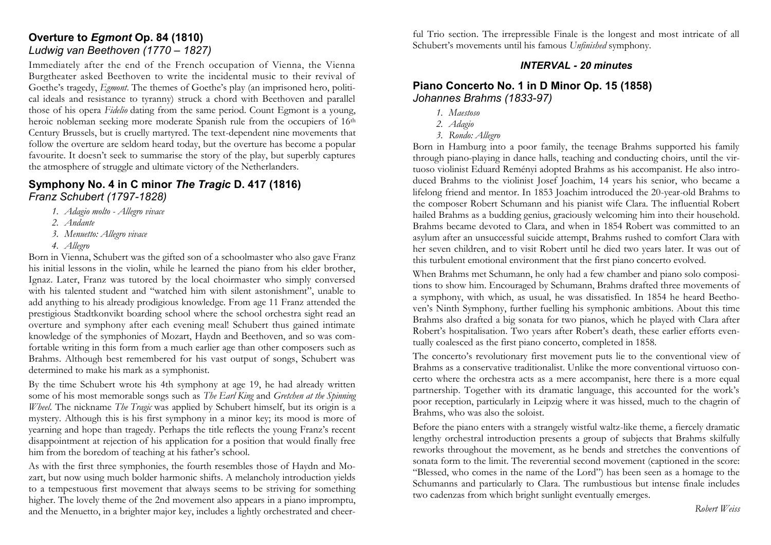## Overture to *Egmont* Op. 84 (1810)

*Ludwig van Beethoven (1770 – 1827)*

Immediately after the end of the French occupation of Vienna, the Vienna Burgtheater asked Beethoven to write the incidental music to their revival of Goethe's tragedy, *Egmont*. The themes of Goethe's play (an imprisoned hero, political ideals and resistance to tyranny) struck a chord with Beethoven and parallel those of his opera *Fidelio* dating from the same period. Count Egmont is a young, heroic nobleman seeking more moderate Spanish rule from the occupiers of 16th Century Brussels, but is cruelly martyred. The text-dependent nine movements that follow the overture are seldom heard today, but the overture has become a popular favourite. It doesn't seek to summarise the story of the play, but superbly captures the atmosphere of struggle and ultimate victory of the Netherlanders.

## Symphony No. 4 in C minor *The Tragic* D. 417 (1816)

*Franz Schubert (1797-1828)*

1. *Adagio molto - Allegro vivace*
2. *Andante*
3. *Menuetto: Allegro vivace*
4. *Allegro*

Born in Vienna, Schubert was the gifted son of a schoolmaster who also gave Franz his initial lessons in the violin, while he learned the piano from his elder brother, Ignaz. Later, Franz was tutored by the local choirmaster who simply conversed with his talented student and "watched him with silent astonishment", unable to add anything to his already prodigious knowledge. From age 11 Franz attended the prestigious Stadtkonvikt boarding school where the school orchestra sight read an overture and symphony after each evening meal! Schubert thus gained intimate knowledge of the symphonies of Mozart, Haydn and Beethoven, and so was comfortable writing in this form from a much earlier age than other composers such as Brahms. Although best remembered for his vast output of songs, Schubert was determined to make his mark as a symphonist.

By the time Schubert wrote his 4th symphony at age 19, he had already written some of his most memorable songs such as *The Earl King* and *Gretchen at the Spinning Wheel*. The nickname *The Tragic* was applied by Schubert himself, but its origin is a mystery. Although this is his first symphony in a minor key; its mood is more of yearning and hope than tragedy. Perhaps the title reflects the young Franz's recent disappointment at rejection of his application for a position that would finally free him from the boredom of teaching at his father's school.

As with the first three symphonies, the fourth resembles those of Haydn and Mozart, but now using much bolder harmonic shifts. A melancholy introduction yields to a tempestuous first movement that always seems to be striving for something higher. The lovely theme of the 2nd movement also appears in a piano impromptu, and the Menuetto, in a brighter major key, includes a lightly orchestrated and cheerful Trio section. The irrepressible Finale is the longest and most intricate of all Schubert's movements until his famous *Unfinished* symphony.

### *INTERVAL - 20 minutes*

## Piano Concerto No. 1 in D Minor Op. 15 (1858)

*Johannes Brahms (1833-97)*

1. *Maestoso*
2. *Adagio*
3. *Rondo: Allegro*

Born in Hamburg into a poor family, the teenage Brahms supported his family through piano-playing in dance halls, teaching and conducting choirs, until the virtuoso violinist Eduard Reményi adopted Brahms as his accompanist. He also introduced Brahms to the violinist Josef Joachim, 14 years his senior, who became a lifelong friend and mentor. In 1853 Joachim introduced the 20-year-old Brahms to the composer Robert Schumann and his pianist wife Clara. The influential Robert hailed Brahms as a budding genius, graciously welcoming him into their household. Brahms became devoted to Clara, and when in 1854 Robert was committed to an asylum after an unsuccessful suicide attempt, Brahms rushed to comfort Clara with her seven children, and to visit Robert until he died two years later. It was out of this turbulent emotional environment that the first piano concerto evolved.

When Brahms met Schumann, he only had a few chamber and piano solo compositions to show him. Encouraged by Schumann, Brahms drafted three movements of a symphony, with which, as usual, he was dissatisfied. In 1854 he heard Beethoven's Ninth Symphony, further fuelling his symphonic ambitions. About this time Brahms also drafted a big sonata for two pianos, which he played with Clara after Robert's hospitalisation. Two years after Robert's death, these earlier efforts eventually coalesced as the first piano concerto, completed in 1858.

The concerto's revolutionary first movement puts lie to the conventional view of Brahms as a conservative traditionalist. Unlike the more conventional virtuoso concerto where the orchestra acts as a mere accompanist, here there is a more equal partnership. Together with its dramatic language, this accounted for the work's poor reception, particularly in Leipzig where it was hissed, much to the chagrin of Brahms, who was also the soloist.

Before the piano enters with a strangely wistful waltz-like theme, a fiercely dramatic lengthy orchestral introduction presents a group of subjects that Brahms skilfully reworks throughout the movement, as he bends and stretches the conventions of sonata form to the limit. The reverential second movement (captioned in the score: "Blessed, who comes in the name of the Lord") has been seen as a homage to the Schumanns and particularly to Clara. The rumbustious but intense finale includes two cadenzas from which bright sunlight eventually emerges.

*Robert Weiss*